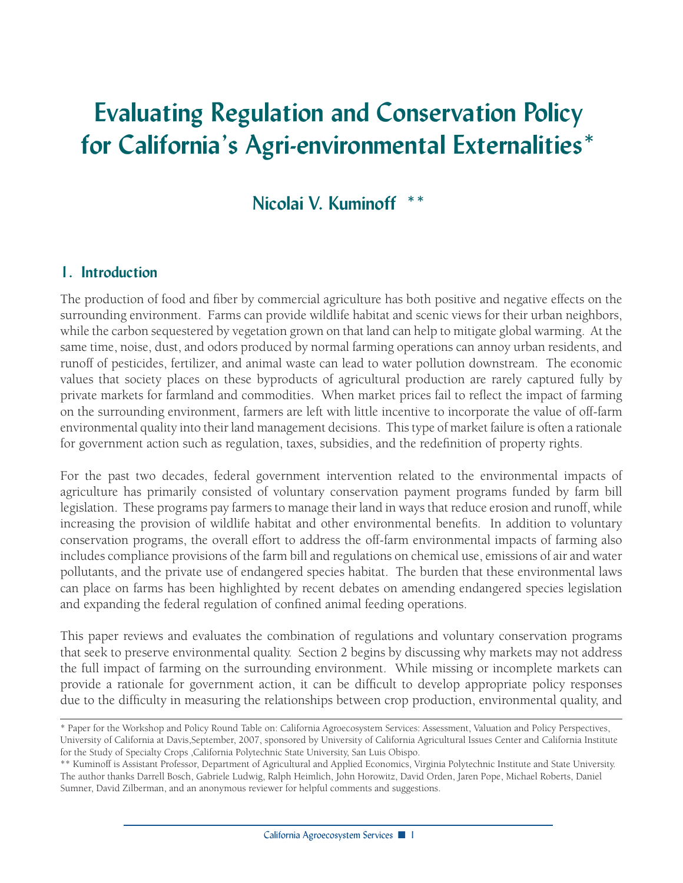# Evaluating Regulation and Conservation Policy for California's Agri-environmental Externalities*

## Nicolai V. Kuminoff **

## 1. Introduction

The production of food and fiber by commercial agriculture has both positive and negative effects on the surrounding environment. Farms can provide wildlife habitat and scenic views for their urban neighbors, while the carbon sequestered by vegetation grown on that land can help to mitigate global warming. At the same time, noise, dust, and odors produced by normal farming operations can annoy urban residents, and runoff of pesticides, fertilizer, and animal waste can lead to water pollution downstream. The economic values that society places on these byproducts of agricultural production are rarely captured fully by private markets for farmland and commodities. When market prices fail to reflect the impact of farming on the surrounding environment, farmers are left with little incentive to incorporate the value of off-farm environmental quality into their land management decisions. This type of market failure is often a rationale for government action such as regulation, taxes, subsidies, and the redefinition of property rights.

For the past two decades, federal government intervention related to the environmental impacts of agriculture has primarily consisted of voluntary conservation payment programs funded by farm bill legislation. These programs pay farmers to manage their land in ways that reduce erosion and runoff, while increasing the provision of wildlife habitat and other environmental benefits. In addition to voluntary conservation programs, the overall effort to address the off-farm environmental impacts of farming also includes compliance provisions of the farm bill and regulations on chemical use, emissions of air and water pollutants, and the private use of endangered species habitat. The burden that these environmental laws can place on farms has been highlighted by recent debates on amending endangered species legislation and expanding the federal regulation of confined animal feeding operations.

This paper reviews and evaluates the combination of regulations and voluntary conservation programs that seek to preserve environmental quality. Section 2 begins by discussing why markets may not address the full impact of farming on the surrounding environment. While missing or incomplete markets can provide a rationale for government action, it can be difficult to develop appropriate policy responses due to the difficulty in measuring the relationships between crop production, environmental quality, and

---

\* Paper for the Workshop and Policy Round Table on: California Agroecosystem Services: Assessment, Valuation and Policy Perspectives, University of California at Davis,September, 2007, sponsored by University of California Agricultural Issues Center and California Institute for the Study of Specialty Crops ,California Polytechnic State University, San Luis Obispo.

\*\* Kuminoff is Assistant Professor, Department of Agricultural and Applied Economics, Virginia Polytechnic Institute and State University. The author thanks Darrell Bosch, Gabriele Ludwig, Ralph Heimlich, John Horowitz, David Orden, Jaren Pope, Michael Roberts, Daniel Sumner, David Zilberman, and an anonymous reviewer for helpful comments and suggestions.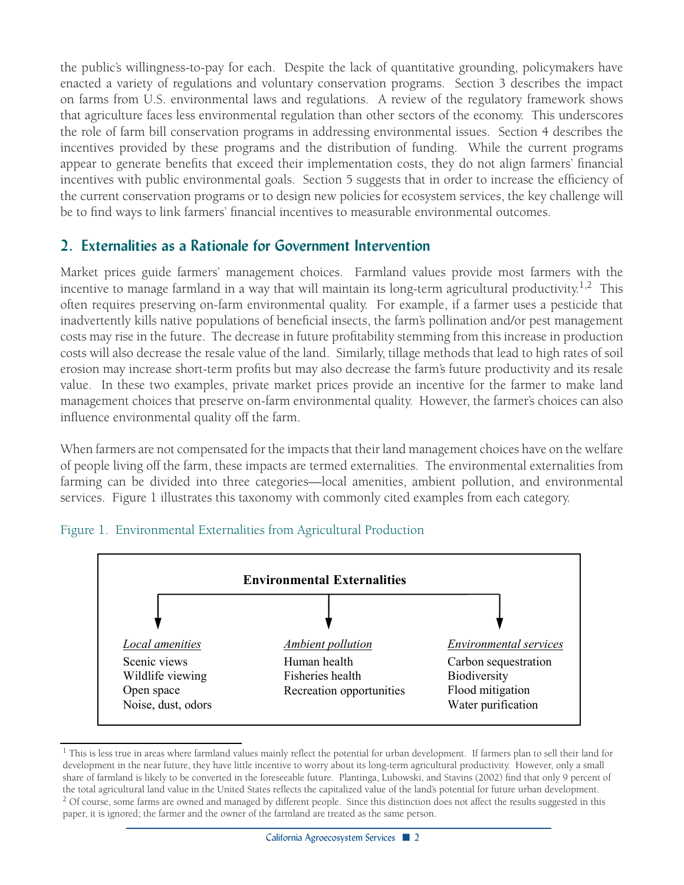the public's willingness-to-pay for each. Despite the lack of quantitative grounding, policymakers have enacted a variety of regulations and voluntary conservation programs. Section 3 describes the impact on farms from U.S. environmental laws and regulations. A review of the regulatory framework shows that agriculture faces less environmental regulation than other sectors of the economy. This underscores the role of farm bill conservation programs in addressing environmental issues. Section 4 describes the incentives provided by these programs and the distribution of funding. While the current programs appear to generate benefits that exceed their implementation costs, they do not align farmers' financial incentives with public environmental goals. Section 5 suggests that in order to increase the efficiency of the current conservation programs or to design new policies for ecosystem services, the key challenge will be to find ways to link farmers' financial incentives to measurable environmental outcomes.

## 2. Externalities as a Rationale for Government Intervention

Market prices guide farmers' management choices. Farmland values provide most farmers with the incentive to manage farmland in a way that will maintain its long-term agricultural productivity.[1,2] This often requires preserving on-farm environmental quality. For example, if a farmer uses a pesticide that inadvertently kills native populations of beneficial insects, the farm's pollination and/or pest management costs may rise in the future. The decrease in future profitability stemming from this increase in production costs will also decrease the resale value of the land. Similarly, tillage methods that lead to high rates of soil erosion may increase short-term profits but may also decrease the farm's future productivity and its resale value. In these two examples, private market prices provide an incentive for the farmer to make land management choices that preserve on-farm environmental quality. However, the farmer's choices can also influence environmental quality off the farm.

When farmers are not compensated for the impacts that their land management choices have on the welfare of people living off the farm, these impacts are termed externalities. The environmental externalities from farming can be divided into three categories—local amenities, ambient pollution, and environmental services. Figure 1 illustrates this taxonomy with commonly cited examples from each category.

Figure 1. Environmental Externalities from Agricultural Production

**Environmental Externalities**

| *Local amenities* | *Ambient pollution* | *Environmental services* |
|---|---|---|
| Scenic views | Human health | Carbon sequestration |
| Wildlife viewing | Fisheries health | Biodiversity |
| Open space | Recreation opportunities | Flood mitigation |
| Noise, dust, odors | | Water purification |

[1] This is less true in areas where farmland values mainly reflect the potential for urban development. If farmers plan to sell their land for development in the near future, they have little incentive to worry about its long-term agricultural productivity. However, only a small share of farmland is likely to be converted in the foreseeable future. Plantinga, Lubowski, and Stavins (2002) find that only 9 percent of the total agricultural land value in the United States reflects the capitalized value of the land's potential for future urban development.

[2] Of course, some farms are owned and managed by different people. Since this distinction does not affect the results suggested in this paper, it is ignored; the farmer and the owner of the farmland are treated as the same person.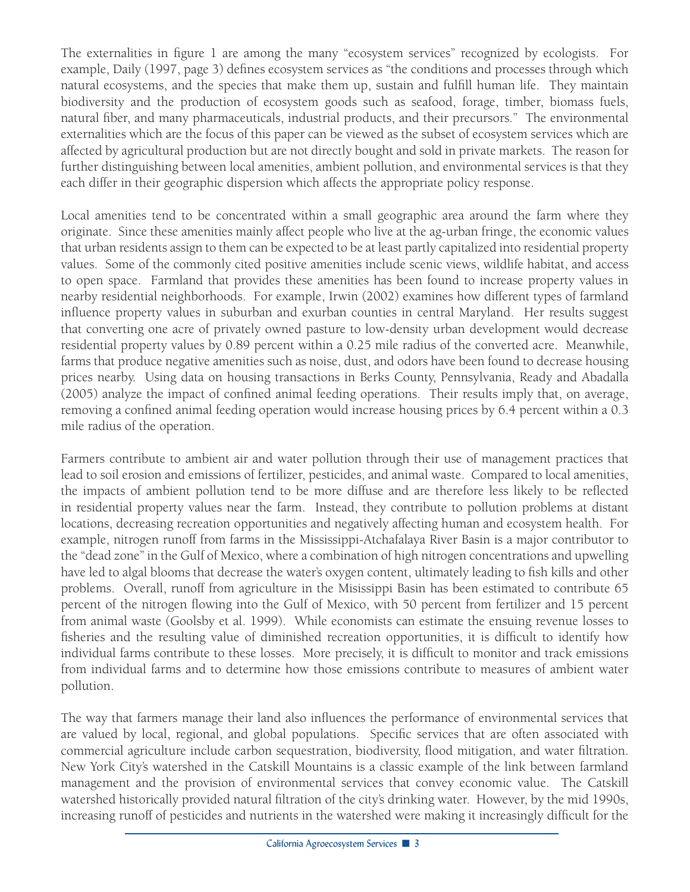The externalities in figure 1 are among the many "ecosystem services" recognized by ecologists. For example, Daily (1997, page 3) defines ecosystem services as "the conditions and processes through which natural ecosystems, and the species that make them up, sustain and fulfill human life. They maintain biodiversity and the production of ecosystem goods such as seafood, forage, timber, biomass fuels, natural fiber, and many pharmaceuticals, industrial products, and their precursors." The environmental externalities which are the focus of this paper can be viewed as the subset of ecosystem services which are affected by agricultural production but are not directly bought and sold in private markets. The reason for further distinguishing between local amenities, ambient pollution, and environmental services is that they each differ in their geographic dispersion which affects the appropriate policy response.

Local amenities tend to be concentrated within a small geographic area around the farm where they originate. Since these amenities mainly affect people who live at the ag-urban fringe, the economic values that urban residents assign to them can be expected to be at least partly capitalized into residential property values. Some of the commonly cited positive amenities include scenic views, wildlife habitat, and access to open space. Farmland that provides these amenities has been found to increase property values in nearby residential neighborhoods. For example, Irwin (2002) examines how different types of farmland influence property values in suburban and exurban counties in central Maryland. Her results suggest that converting one acre of privately owned pasture to low-density urban development would decrease residential property values by 0.89 percent within a 0.25 mile radius of the converted acre. Meanwhile, farms that produce negative amenities such as noise, dust, and odors have been found to decrease housing prices nearby. Using data on housing transactions in Berks County, Pennsylvania, Ready and Abadalla (2005) analyze the impact of confined animal feeding operations. Their results imply that, on average, removing a confined animal feeding operation would increase housing prices by 6.4 percent within a 0.3 mile radius of the operation.

Farmers contribute to ambient air and water pollution through their use of management practices that lead to soil erosion and emissions of fertilizer, pesticides, and animal waste. Compared to local amenities, the impacts of ambient pollution tend to be more diffuse and are therefore less likely to be reflected in residential property values near the farm. Instead, they contribute to pollution problems at distant locations, decreasing recreation opportunities and negatively affecting human and ecosystem health. For example, nitrogen runoff from farms in the Mississippi-Atchafalaya River Basin is a major contributor to the "dead zone" in the Gulf of Mexico, where a combination of high nitrogen concentrations and upwelling have led to algal blooms that decrease the water's oxygen content, ultimately leading to fish kills and other problems. Overall, runoff from agriculture in the Misissippi Basin has been estimated to contribute 65 percent of the nitrogen flowing into the Gulf of Mexico, with 50 percent from fertilizer and 15 percent from animal waste (Goolsby et al. 1999). While economists can estimate the ensuing revenue losses to fisheries and the resulting value of diminished recreation opportunities, it is difficult to identify how individual farms contribute to these losses. More precisely, it is difficult to monitor and track emissions from individual farms and to determine how those emissions contribute to measures of ambient water pollution.

The way that farmers manage their land also influences the performance of environmental services that are valued by local, regional, and global populations. Specific services that are often associated with commercial agriculture include carbon sequestration, biodiversity, flood mitigation, and water filtration. New York City's watershed in the Catskill Mountains is a classic example of the link between farmland management and the provision of environmental services that convey economic value. The Catskill watershed historically provided natural filtration of the city's drinking water. However, by the mid 1990s, increasing runoff of pesticides and nutrients in the watershed were making it increasingly difficult for the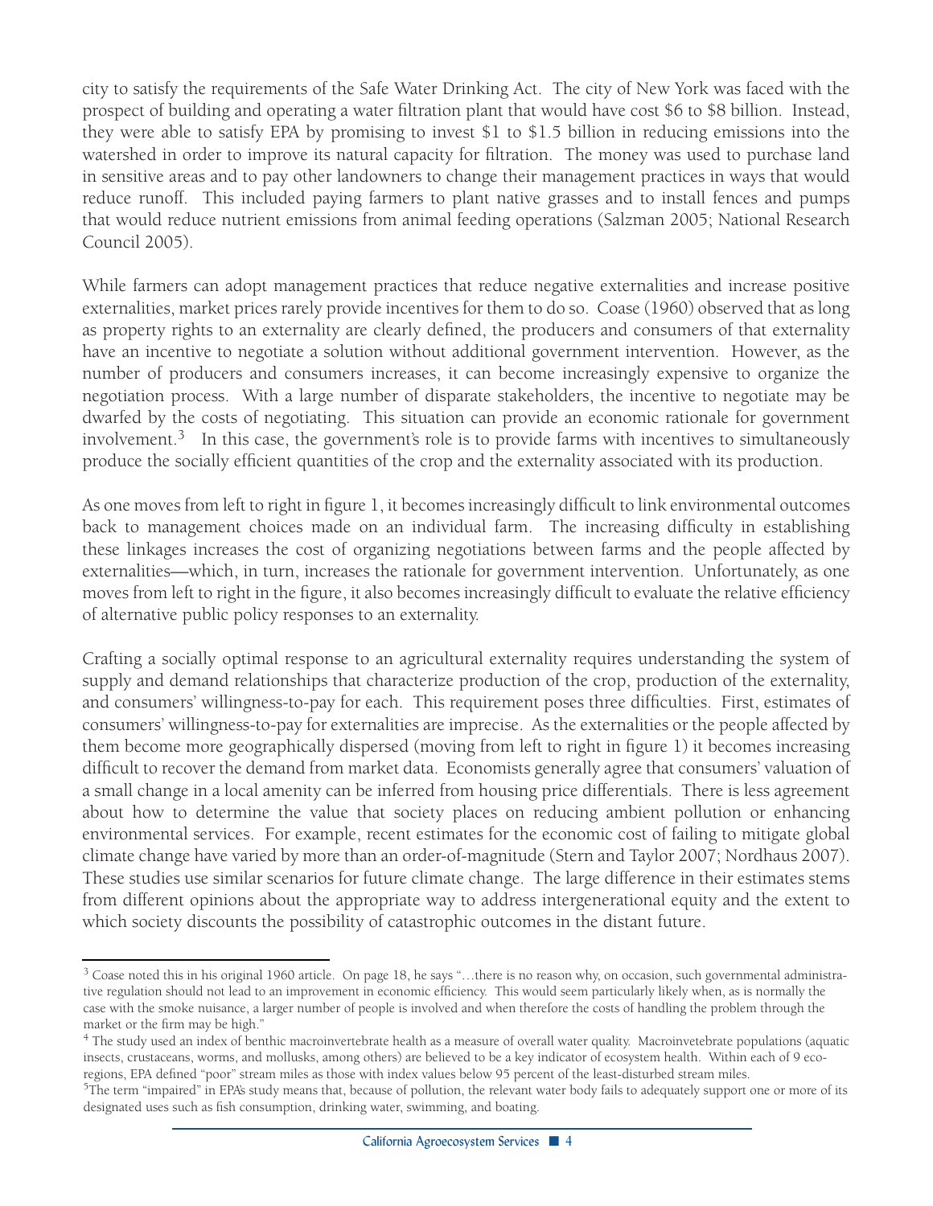city to satisfy the requirements of the Safe Water Drinking Act. The city of New York was faced with the prospect of building and operating a water filtration plant that would have cost \$6 to \$8 billion. Instead, they were able to satisfy EPA by promising to invest \$1 to \$1.5 billion in reducing emissions into the watershed in order to improve its natural capacity for filtration. The money was used to purchase land in sensitive areas and to pay other landowners to change their management practices in ways that would reduce runoff. This included paying farmers to plant native grasses and to install fences and pumps that would reduce nutrient emissions from animal feeding operations (Salzman 2005; National Research Council 2005).

While farmers can adopt management practices that reduce negative externalities and increase positive externalities, market prices rarely provide incentives for them to do so. Coase (1960) observed that as long as property rights to an externality are clearly defined, the producers and consumers of that externality have an incentive to negotiate a solution without additional government intervention. However, as the number of producers and consumers increases, it can become increasingly expensive to organize the negotiation process. With a large number of disparate stakeholders, the incentive to negotiate may be dwarfed by the costs of negotiating. This situation can provide an economic rationale for government involvement.[3] In this case, the government's role is to provide farms with incentives to simultaneously produce the socially efficient quantities of the crop and the externality associated with its production.

As one moves from left to right in figure 1, it becomes increasingly difficult to link environmental outcomes back to management choices made on an individual farm. The increasing difficulty in establishing these linkages increases the cost of organizing negotiations between farms and the people affected by externalities—which, in turn, increases the rationale for government intervention. Unfortunately, as one moves from left to right in the figure, it also becomes increasingly difficult to evaluate the relative efficiency of alternative public policy responses to an externality.

Crafting a socially optimal response to an agricultural externality requires understanding the system of supply and demand relationships that characterize production of the crop, production of the externality, and consumers' willingness-to-pay for each. This requirement poses three difficulties. First, estimates of consumers' willingness-to-pay for externalities are imprecise. As the externalities or the people affected by them become more geographically dispersed (moving from left to right in figure 1) it becomes increasing difficult to recover the demand from market data. Economists generally agree that consumers' valuation of a small change in a local amenity can be inferred from housing price differentials. There is less agreement about how to determine the value that society places on reducing ambient pollution or enhancing environmental services. For example, recent estimates for the economic cost of failing to mitigate global climate change have varied by more than an order-of-magnitude (Stern and Taylor 2007; Nordhaus 2007). These studies use similar scenarios for future climate change. The large difference in their estimates stems from different opinions about the appropriate way to address intergenerational equity and the extent to which society discounts the possibility of catastrophic outcomes in the distant future.

---

[3] Coase noted this in his original 1960 article. On page 18, he says "…there is no reason why, on occasion, such governmental administrative regulation should not lead to an improvement in economic efficiency. This would seem particularly likely when, as is normally the case with the smoke nuisance, a larger number of people is involved and when therefore the costs of handling the problem through the market or the firm may be high."

[4] The study used an index of benthic macroinvertebrate health as a measure of overall water quality. Macroinvetebrate populations (aquatic insects, crustaceans, worms, and mollusks, among others) are believed to be a key indicator of ecosystem health. Within each of 9 eco-regions, EPA defined "poor" stream miles as those with index values below 95 percent of the least-disturbed stream miles.

[5] The term "impaired" in EPA's study means that, because of pollution, the relevant water body fails to adequately support one or more of its designated uses such as fish consumption, drinking water, swimming, and boating.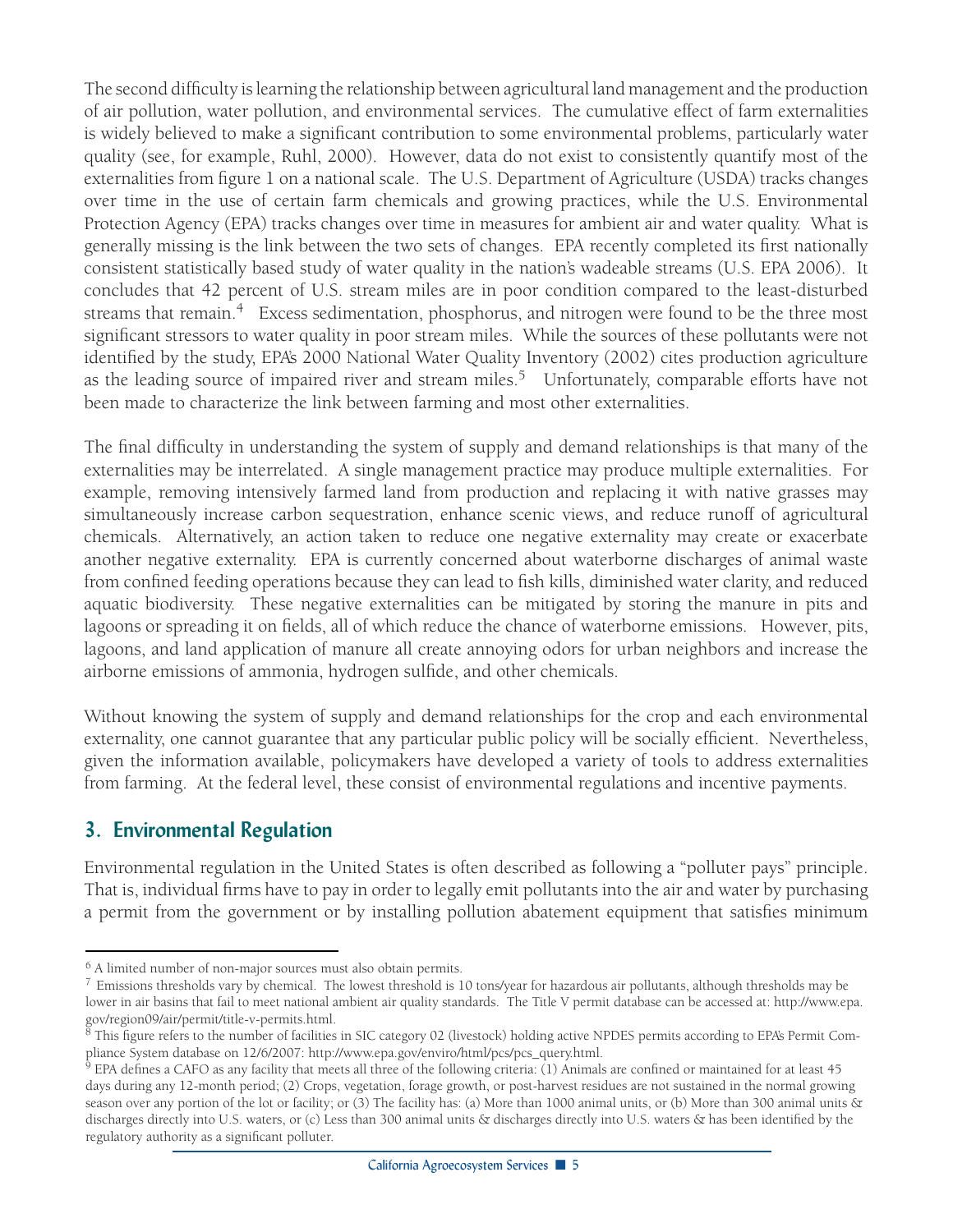The second difficulty is learning the relationship between agricultural land management and the production of air pollution, water pollution, and environmental services. The cumulative effect of farm externalities is widely believed to make a significant contribution to some environmental problems, particularly water quality (see, for example, Ruhl, 2000). However, data do not exist to consistently quantify most of the externalities from figure 1 on a national scale. The U.S. Department of Agriculture (USDA) tracks changes over time in the use of certain farm chemicals and growing practices, while the U.S. Environmental Protection Agency (EPA) tracks changes over time in measures for ambient air and water quality. What is generally missing is the link between the two sets of changes. EPA recently completed its first nationally consistent statistically based study of water quality in the nation's wadeable streams (U.S. EPA 2006). It concludes that 42 percent of U.S. stream miles are in poor condition compared to the least-disturbed streams that remain.[4] Excess sedimentation, phosphorus, and nitrogen were found to be the three most significant stressors to water quality in poor stream miles. While the sources of these pollutants were not identified by the study, EPA's 2000 National Water Quality Inventory (2002) cites production agriculture as the leading source of impaired river and stream miles.[5] Unfortunately, comparable efforts have not been made to characterize the link between farming and most other externalities.

The final difficulty in understanding the system of supply and demand relationships is that many of the externalities may be interrelated. A single management practice may produce multiple externalities. For example, removing intensively farmed land from production and replacing it with native grasses may simultaneously increase carbon sequestration, enhance scenic views, and reduce runoff of agricultural chemicals. Alternatively, an action taken to reduce one negative externality may create or exacerbate another negative externality. EPA is currently concerned about waterborne discharges of animal waste from confined feeding operations because they can lead to fish kills, diminished water clarity, and reduced aquatic biodiversity. These negative externalities can be mitigated by storing the manure in pits and lagoons or spreading it on fields, all of which reduce the chance of waterborne emissions. However, pits, lagoons, and land application of manure all create annoying odors for urban neighbors and increase the airborne emissions of ammonia, hydrogen sulfide, and other chemicals.

Without knowing the system of supply and demand relationships for the crop and each environmental externality, one cannot guarantee that any particular public policy will be socially efficient. Nevertheless, given the information available, policymakers have developed a variety of tools to address externalities from farming. At the federal level, these consist of environmental regulations and incentive payments.

## 3. Environmental Regulation

Environmental regulation in the United States is often described as following a "polluter pays" principle. That is, individual firms have to pay in order to legally emit pollutants into the air and water by purchasing a permit from the government or by installing pollution abatement equipment that satisfies minimum

---

[6] A limited number of non-major sources must also obtain permits.

[7] Emissions thresholds vary by chemical. The lowest threshold is 10 tons/year for hazardous air pollutants, although thresholds may be lower in air basins that fail to meet national ambient air quality standards. The Title V permit database can be accessed at: http://www.epa.gov/region09/air/permit/title-v-permits.html.

[8] This figure refers to the number of facilities in SIC category 02 (livestock) holding active NPDES permits according to EPA's Permit Compliance System database on 12/6/2007: http://www.epa.gov/enviro/html/pcs/pcs_query.html.

[9] EPA defines a CAFO as any facility that meets all three of the following criteria: (1) Animals are confined or maintained for at least 45 days during any 12-month period; (2) Crops, vegetation, forage growth, or post-harvest residues are not sustained in the normal growing season over any portion of the lot or facility; or (3) The facility has: (a) More than 1000 animal units, or (b) More than 300 animal units & discharges directly into U.S. waters, or (c) Less than 300 animal units & discharges directly into U.S. waters & has been identified by the regulatory authority as a significant polluter.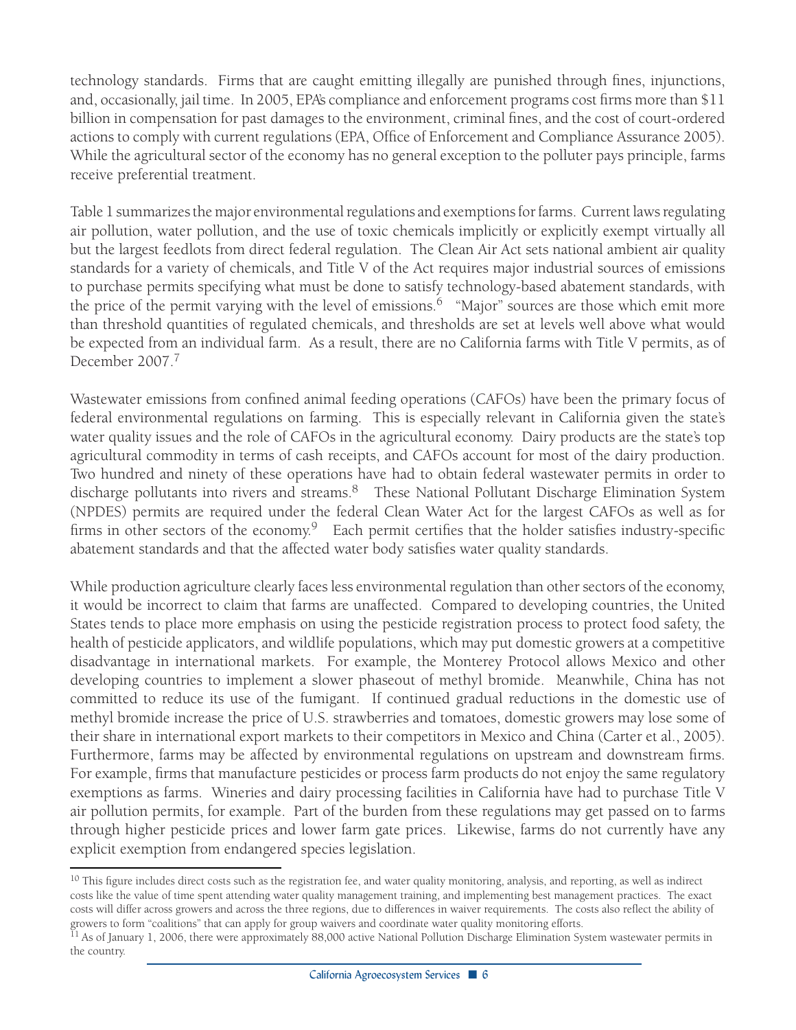technology standards. Firms that are caught emitting illegally are punished through fines, injunctions, and, occasionally, jail time. In 2005, EPA's compliance and enforcement programs cost firms more than $11 billion in compensation for past damages to the environment, criminal fines, and the cost of court-ordered actions to comply with current regulations (EPA, Office of Enforcement and Compliance Assurance 2005). While the agricultural sector of the economy has no general exception to the polluter pays principle, farms receive preferential treatment.

Table 1 summarizes the major environmental regulations and exemptions for farms. Current laws regulating air pollution, water pollution, and the use of toxic chemicals implicitly or explicitly exempt virtually all but the largest feedlots from direct federal regulation. The Clean Air Act sets national ambient air quality standards for a variety of chemicals, and Title V of the Act requires major industrial sources of emissions to purchase permits specifying what must be done to satisfy technology-based abatement standards, with the price of the permit varying with the level of emissions.[6] "Major" sources are those which emit more than threshold quantities of regulated chemicals, and thresholds are set at levels well above what would be expected from an individual farm. As a result, there are no California farms with Title V permits, as of December 2007.[7]

Wastewater emissions from confined animal feeding operations (CAFOs) have been the primary focus of federal environmental regulations on farming. This is especially relevant in California given the state's water quality issues and the role of CAFOs in the agricultural economy. Dairy products are the state's top agricultural commodity in terms of cash receipts, and CAFOs account for most of the dairy production. Two hundred and ninety of these operations have had to obtain federal wastewater permits in order to discharge pollutants into rivers and streams.[8] These National Pollutant Discharge Elimination System (NPDES) permits are required under the federal Clean Water Act for the largest CAFOs as well as for firms in other sectors of the economy.[9] Each permit certifies that the holder satisfies industry-specific abatement standards and that the affected water body satisfies water quality standards.

While production agriculture clearly faces less environmental regulation than other sectors of the economy, it would be incorrect to claim that farms are unaffected. Compared to developing countries, the United States tends to place more emphasis on using the pesticide registration process to protect food safety, the health of pesticide applicators, and wildlife populations, which may put domestic growers at a competitive disadvantage in international markets. For example, the Monterey Protocol allows Mexico and other developing countries to implement a slower phaseout of methyl bromide. Meanwhile, China has not committed to reduce its use of the fumigant. If continued gradual reductions in the domestic use of methyl bromide increase the price of U.S. strawberries and tomatoes, domestic growers may lose some of their share in international export markets to their competitors in Mexico and China (Carter et al., 2005). Furthermore, farms may be affected by environmental regulations on upstream and downstream firms. For example, firms that manufacture pesticides or process farm products do not enjoy the same regulatory exemptions as farms. Wineries and dairy processing facilities in California have had to purchase Title V air pollution permits, for example. Part of the burden from these regulations may get passed on to farms through higher pesticide prices and lower farm gate prices. Likewise, farms do not currently have any explicit exemption from endangered species legislation.

---

[10] This figure includes direct costs such as the registration fee, and water quality monitoring, analysis, and reporting, as well as indirect costs like the value of time spent attending water quality management training, and implementing best management practices. The exact costs will differ across growers and across the three regions, due to differences in waiver requirements. The costs also reflect the ability of growers to form "coalitions" that can apply for group waivers and coordinate water quality monitoring efforts.

[11] As of January 1, 2006, there were approximately 88,000 active National Pollution Discharge Elimination System wastewater permits in the country.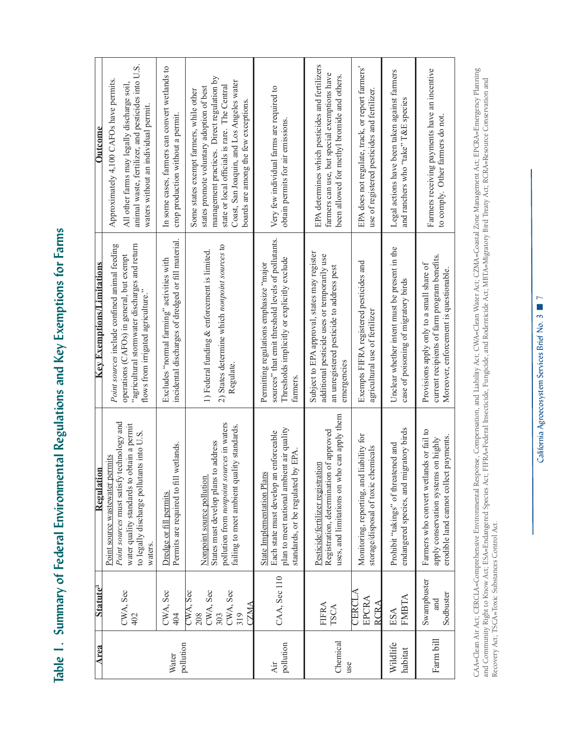# Table 1. Summary of Federal Environmental Regulations and Key Exemptions for Farms

| Area | Statute[a] | Regulation | Key Exemptions/Limitations | Outcome |
|---|---|---|---|---|
| Water pollution | CWA, Sec 402 | Point source wastewater permits<br>*Point sources* must satisfy technology and water quality standards to obtain a permit to legally discharge pollutants into U.S. waters. | *Point sources* include confined animal feeding operations (CAFOs) in general, but exempt "agricultural stormwater discharges and return flows from irrigated agriculture." | Approximately 4,100 CAFOs have permits.<br>All other farms may legally discharge soil, animal waste, fertilizer, and pesticides into U.S. waters without an individual permit. |
| | CWA, Sec 404 | Dredge or fill permits<br>Permits are required to fill wetlands. | Excludes "normal farming" activities with incidental discharges of dredged or fill material. | In some cases, farmers can convert wetlands to crop production without a permit. |
| | CWA, Sec 208<br>CWA, Sec 303<br>CWA, Sec 319<br>CZMA | Nonpoint source pollution<br>States must develop plans to address pollution from *nonpoint sources* in waters failing to meet ambient quality standards. | 1) Federal funding & enforcement is limited.<br>2) States determine which *nonpoint sources* to Regulate. | Some states exempt farmers, while other states promote voluntary adoption of best management practices. Direct regulation by state or local officials is rare. The Central Coast, San Joaquin, and Los Angeles water boards are among the few exceptions. |
| Air pollution | CAA, Sec 110 | State Implementation Plans<br>Each state must develop an enforceable plan to meet national ambient air quality standards, or be regulated by EPA. | Permitting regulations emphasize "major sources" that emit threshold levels of pollutants. Thresholds implicitly or explicitly exclude farmers. | Very few individual farms are required to obtain permits for air emissions. |
| Chemical use | FIFRA<br>TSCA | Pesticide/fertilizer registration<br>Registration, determination of approved uses, and limitations on who can apply them | Subject to EPA approval, states may register additional pesticide uses or temporarily use an unregistered pesticide to address pest emergencies | EPA determines which pesticides and fertilizers farmers can use, but special exemptions have been allowed for methyl bromide and others. |
| | CERCLA<br>EPCRA<br>RCRA | Monitoring, reporting, and liability for storage/disposal of toxic chemicals | Exempts FIFRA registered pesticides and agricultural use of fertilizer | EPA does not regulate, track, or report farmers' use of registered pesticides and fertilizer. |
| Wildlife habitat | ESA<br>FMBTA | Prohibit "takings" of threatened and endangered species, and migratory birds | Unclear whether intent must be present in the case of poisoning of migratory birds | Legal actions have been taken against farmers and ranchers who "take" T&E species |
| Farm bill | Swampbuster and Sodbuster | Farmers who convert wetlands or fail to apply conservation systems on highly erodible land cannot collect payments. | Provisions apply only to a small share of current recipients of farm program benefits. Moreover, enforcement is questionable. | Farmers receiving payments have an incentive to comply. Other farmers do not. |

CAA=Clean Air Act; CERCLA=Comprehensive Environmental Response, Compensation, and Liability Act; CWA=Clean Water Act; CZMA=Coastal Zone Management Act; EPCRA=Emergency Planning and Community Right to Know Act; ESA=Endangered Species Act; FIFRA=Federal Insecticide, Fungicide, and Rodenticide Act; MBTA=Migratory Bird Treaty Act; RCRA=Resource Conservation and Recovery Act; TSCA=Toxic Substances Control Act.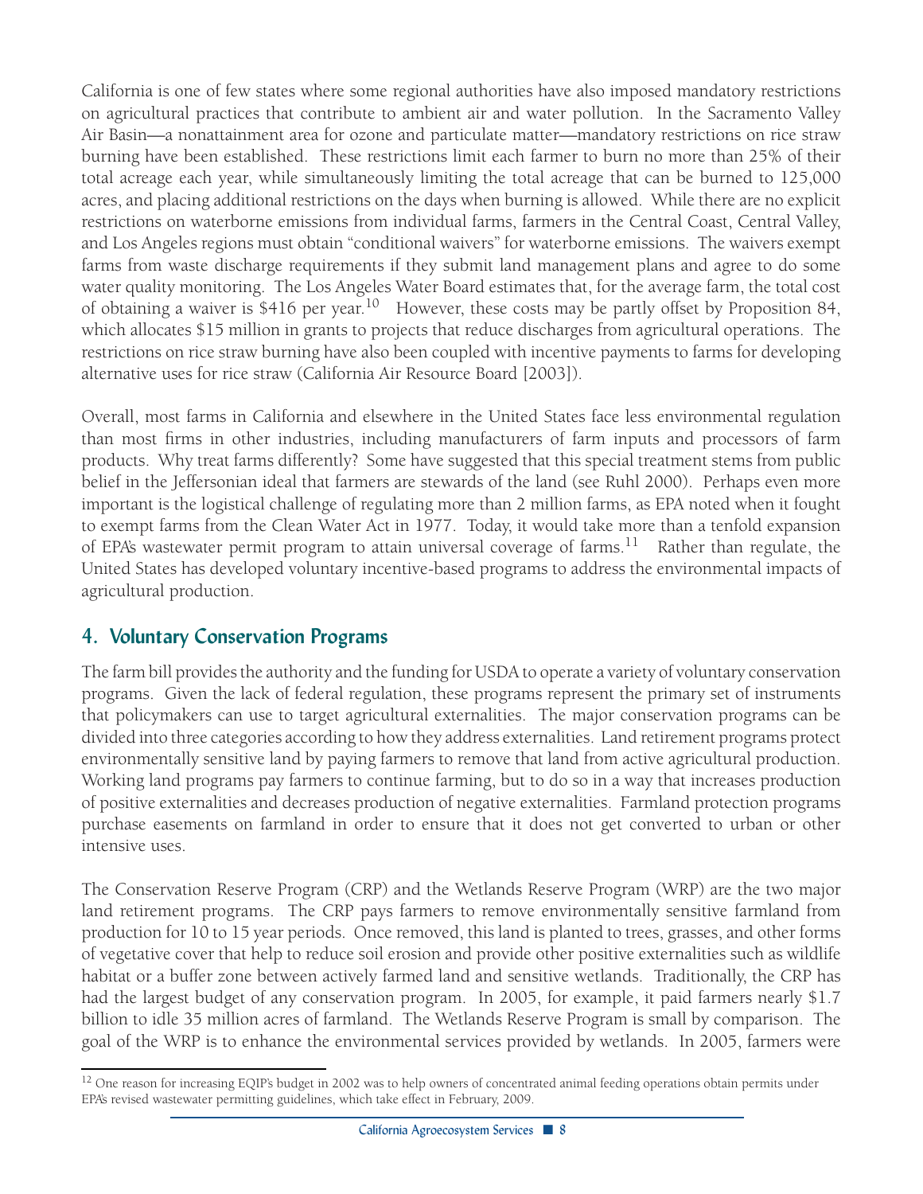California is one of few states where some regional authorities have also imposed mandatory restrictions on agricultural practices that contribute to ambient air and water pollution. In the Sacramento Valley Air Basin—a nonattainment area for ozone and particulate matter—mandatory restrictions on rice straw burning have been established. These restrictions limit each farmer to burn no more than 25% of their total acreage each year, while simultaneously limiting the total acreage that can be burned to 125,000 acres, and placing additional restrictions on the days when burning is allowed. While there are no explicit restrictions on waterborne emissions from individual farms, farmers in the Central Coast, Central Valley, and Los Angeles regions must obtain "conditional waivers" for waterborne emissions. The waivers exempt farms from waste discharge requirements if they submit land management plans and agree to do some water quality monitoring. The Los Angeles Water Board estimates that, for the average farm, the total cost of obtaining a waiver is $416 per year.[10] However, these costs may be partly offset by Proposition 84, which allocates $15 million in grants to projects that reduce discharges from agricultural operations. The restrictions on rice straw burning have also been coupled with incentive payments to farms for developing alternative uses for rice straw (California Air Resource Board [2003]).

Overall, most farms in California and elsewhere in the United States face less environmental regulation than most firms in other industries, including manufacturers of farm inputs and processors of farm products. Why treat farms differently? Some have suggested that this special treatment stems from public belief in the Jeffersonian ideal that farmers are stewards of the land (see Ruhl 2000). Perhaps even more important is the logistical challenge of regulating more than 2 million farms, as EPA noted when it fought to exempt farms from the Clean Water Act in 1977. Today, it would take more than a tenfold expansion of EPA's wastewater permit program to attain universal coverage of farms.[11] Rather than regulate, the United States has developed voluntary incentive-based programs to address the environmental impacts of agricultural production.

## 4. Voluntary Conservation Programs

The farm bill provides the authority and the funding for USDA to operate a variety of voluntary conservation programs. Given the lack of federal regulation, these programs represent the primary set of instruments that policymakers can use to target agricultural externalities. The major conservation programs can be divided into three categories according to how they address externalities. Land retirement programs protect environmentally sensitive land by paying farmers to remove that land from active agricultural production. Working land programs pay farmers to continue farming, but to do so in a way that increases production of positive externalities and decreases production of negative externalities. Farmland protection programs purchase easements on farmland in order to ensure that it does not get converted to urban or other intensive uses.

The Conservation Reserve Program (CRP) and the Wetlands Reserve Program (WRP) are the two major land retirement programs. The CRP pays farmers to remove environmentally sensitive farmland from production for 10 to 15 year periods. Once removed, this land is planted to trees, grasses, and other forms of vegetative cover that help to reduce soil erosion and provide other positive externalities such as wildlife habitat or a buffer zone between actively farmed land and sensitive wetlands. Traditionally, the CRP has had the largest budget of any conservation program. In 2005, for example, it paid farmers nearly $1.7 billion to idle 35 million acres of farmland. The Wetlands Reserve Program is small by comparison. The goal of the WRP is to enhance the environmental services provided by wetlands. In 2005, farmers were

---

[12] One reason for increasing EQIP's budget in 2002 was to help owners of concentrated animal feeding operations obtain permits under EPA's revised wastewater permitting guidelines, which take effect in February, 2009.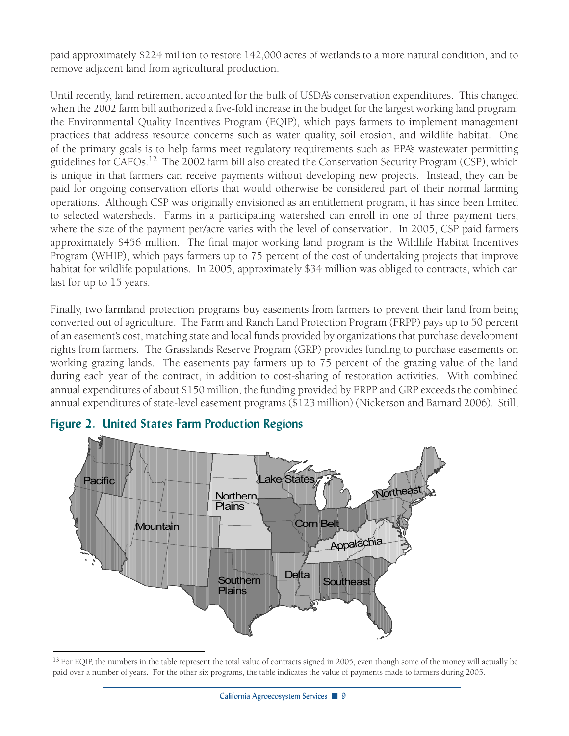paid approximately $224 million to restore 142,000 acres of wetlands to a more natural condition, and to remove adjacent land from agricultural production.

Until recently, land retirement accounted for the bulk of USDA's conservation expenditures. This changed when the 2002 farm bill authorized a five-fold increase in the budget for the largest working land program: the Environmental Quality Incentives Program (EQIP), which pays farmers to implement management practices that address resource concerns such as water quality, soil erosion, and wildlife habitat. One of the primary goals is to help farms meet regulatory requirements such as EPA's wastewater permitting guidelines for CAFOs.[12] The 2002 farm bill also created the Conservation Security Program (CSP), which is unique in that farmers can receive payments without developing new projects. Instead, they can be paid for ongoing conservation efforts that would otherwise be considered part of their normal farming operations. Although CSP was originally envisioned as an entitlement program, it has since been limited to selected watersheds. Farms in a participating watershed can enroll in one of three payment tiers, where the size of the payment per/acre varies with the level of conservation. In 2005, CSP paid farmers approximately $456 million. The final major working land program is the Wildlife Habitat Incentives Program (WHIP), which pays farmers up to 75 percent of the cost of undertaking projects that improve habitat for wildlife populations. In 2005, approximately $34 million was obliged to contracts, which can last for up to 15 years.

Finally, two farmland protection programs buy easements from farmers to prevent their land from being converted out of agriculture. The Farm and Ranch Land Protection Program (FRPP) pays up to 50 percent of an easement's cost, matching state and local funds provided by organizations that purchase development rights from farmers. The Grasslands Reserve Program (GRP) provides funding to purchase easements on working grazing lands. The easements pay farmers up to 75 percent of the grazing value of the land during each year of the contract, in addition to cost-sharing of restoration activities. With combined annual expenditures of about $150 million, the funding provided by FRPP and GRP exceeds the combined annual expenditures of state-level easement programs ($123 million) (Nickerson and Barnard 2006). Still,

## Figure 2. United States Farm Production Regions

Pacific, Mountain, Northern Plains, Southern Plains, Lake States, Corn Belt, Delta, Appalachia, Southeast, Northeast

[13] For EQIP, the numbers in the table represent the total value of contracts signed in 2005, even though some of the money will actually be paid over a number of years. For the other six programs, the table indicates the value of payments made to farmers during 2005.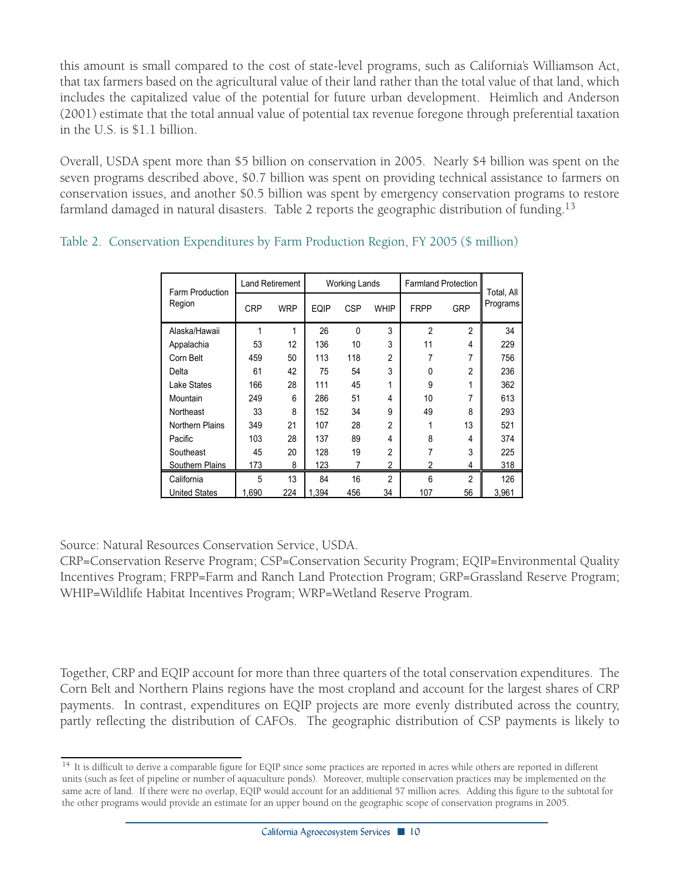this amount is small compared to the cost of state-level programs, such as California's Williamson Act, that tax farmers based on the agricultural value of their land rather than the total value of that land, which includes the capitalized value of the potential for future urban development. Heimlich and Anderson (2001) estimate that the total annual value of potential tax revenue foregone through preferential taxation in the U.S. is $1.1 billion.

Overall, USDA spent more than $5 billion on conservation in 2005. Nearly $4 billion was spent on the seven programs described above, $0.7 billion was spent on providing technical assistance to farmers on conservation issues, and another $0.5 billion was spent by emergency conservation programs to restore farmland damaged in natural disasters. Table 2 reports the geographic distribution of funding.[13]

Table 2. Conservation Expenditures by Farm Production Region, FY 2005 ($ million)

| Farm Production Region | Land Retirement | | Working Lands | | | Farmland Protection | | Total, All Programs |
|---|---|---|---|---|---|---|---|---|
| | CRP | WRP | EQIP | CSP | WHIP | FRPP | GRP | |
| Alaska/Hawaii | 1 | 1 | 26 | 0 | 3 | 2 | 2 | 34 |
| Appalachia | 53 | 12 | 136 | 10 | 3 | 11 | 4 | 229 |
| Corn Belt | 459 | 50 | 113 | 118 | 2 | 7 | 7 | 756 |
| Delta | 61 | 42 | 75 | 54 | 3 | 0 | 2 | 236 |
| Lake States | 166 | 28 | 111 | 45 | 1 | 9 | 1 | 362 |
| Mountain | 249 | 6 | 286 | 51 | 4 | 10 | 7 | 613 |
| Northeast | 33 | 8 | 152 | 34 | 9 | 49 | 8 | 293 |
| Northern Plains | 349 | 21 | 107 | 28 | 2 | 1 | 13 | 521 |
| Pacific | 103 | 28 | 137 | 89 | 4 | 8 | 4 | 374 |
| Southeast | 45 | 20 | 128 | 19 | 2 | 7 | 3 | 225 |
| Southern Plains | 173 | 8 | 123 | 7 | 2 | 2 | 4 | 318 |
| California | 5 | 13 | 84 | 16 | 2 | 6 | 2 | 126 |
| United States | 1,690 | 224 | 1,394 | 456 | 34 | 107 | 56 | 3,961 |

Source: Natural Resources Conservation Service, USDA.
CRP=Conservation Reserve Program; CSP=Conservation Security Program; EQIP=Environmental Quality Incentives Program; FRPP=Farm and Ranch Land Protection Program; GRP=Grassland Reserve Program; WHIP=Wildlife Habitat Incentives Program; WRP=Wetland Reserve Program.

Together, CRP and EQIP account for more than three quarters of the total conservation expenditures. The Corn Belt and Northern Plains regions have the most cropland and account for the largest shares of CRP payments. In contrast, expenditures on EQIP projects are more evenly distributed across the country, partly reflecting the distribution of CAFOs. The geographic distribution of CSP payments is likely to

[14] It is difficult to derive a comparable figure for EQIP since some practices are reported in acres while others are reported in different units (such as feet of pipeline or number of aquaculture ponds). Moreover, multiple conservation practices may be implemented on the same acre of land. If there were no overlap, EQIP would account for an additional 57 million acres. Adding this figure to the subtotal for the other programs would provide an estimate for an upper bound on the geographic scope of conservation programs in 2005.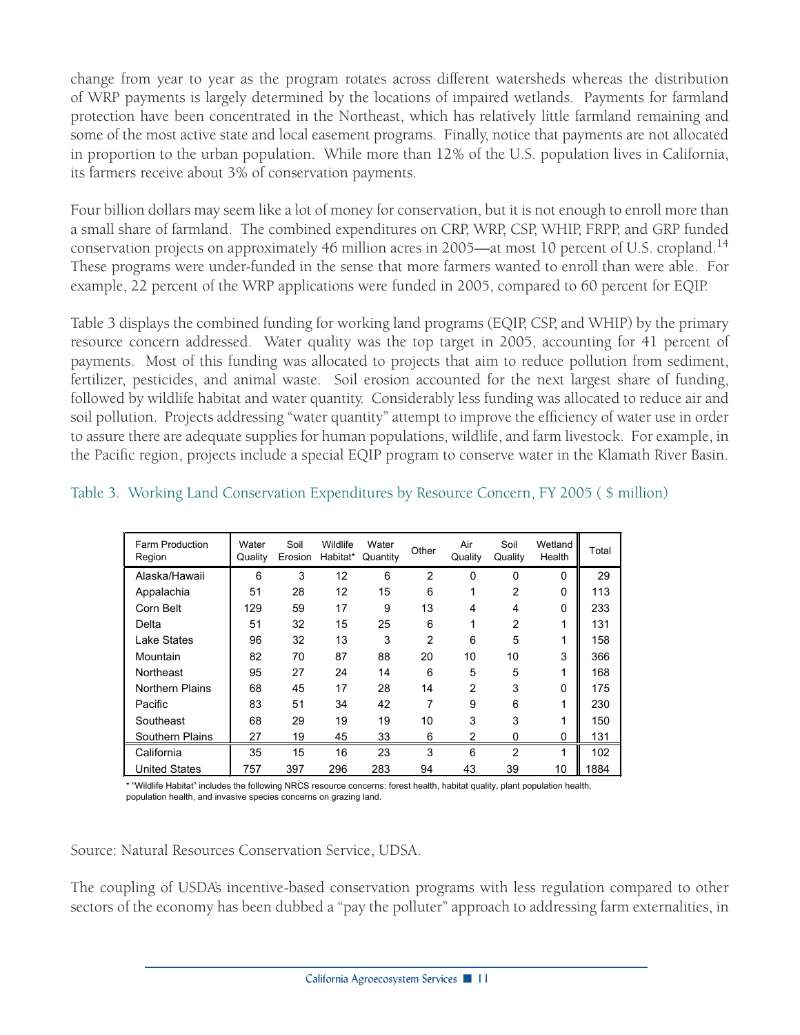change from year to year as the program rotates across different watersheds whereas the distribution of WRP payments is largely determined by the locations of impaired wetlands. Payments for farmland protection have been concentrated in the Northeast, which has relatively little farmland remaining and some of the most active state and local easement programs. Finally, notice that payments are not allocated in proportion to the urban population. While more than 12% of the U.S. population lives in California, its farmers receive about 3% of conservation payments.

Four billion dollars may seem like a lot of money for conservation, but it is not enough to enroll more than a small share of farmland. The combined expenditures on CRP, WRP, CSP, WHIP, FRPP, and GRP funded conservation projects on approximately 46 million acres in 2005—at most 10 percent of U.S. cropland.[14] These programs were under-funded in the sense that more farmers wanted to enroll than were able. For example, 22 percent of the WRP applications were funded in 2005, compared to 60 percent for EQIP.

Table 3 displays the combined funding for working land programs (EQIP, CSP, and WHIP) by the primary resource concern addressed. Water quality was the top target in 2005, accounting for 41 percent of payments. Most of this funding was allocated to projects that aim to reduce pollution from sediment, fertilizer, pesticides, and animal waste. Soil erosion accounted for the next largest share of funding, followed by wildlife habitat and water quantity. Considerably less funding was allocated to reduce air and soil pollution. Projects addressing "water quantity" attempt to improve the efficiency of water use in order to assure there are adequate supplies for human populations, wildlife, and farm livestock. For example, in the Pacific region, projects include a special EQIP program to conserve water in the Klamath River Basin.

Table 3. Working Land Conservation Expenditures by Resource Concern, FY 2005 ( $ million)

| Farm Production Region | Water Quality | Soil Erosion | Wildlife Habitat* | Water Quantity | Other | Air Quality | Soil Quality | Wetland Health | Total |
|---|---|---|---|---|---|---|---|---|---|
| Alaska/Hawaii | 6 | 3 | 12 | 6 | 2 | 0 | 0 | 0 | 29 |
| Appalachia | 51 | 28 | 12 | 15 | 6 | 1 | 2 | 0 | 113 |
| Corn Belt | 129 | 59 | 17 | 9 | 13 | 4 | 4 | 0 | 233 |
| Delta | 51 | 32 | 15 | 25 | 6 | 1 | 2 | 1 | 131 |
| Lake States | 96 | 32 | 13 | 3 | 2 | 6 | 5 | 1 | 158 |
| Mountain | 82 | 70 | 87 | 88 | 20 | 10 | 10 | 3 | 366 |
| Northeast | 95 | 27 | 24 | 14 | 6 | 5 | 5 | 1 | 168 |
| Northern Plains | 68 | 45 | 17 | 28 | 14 | 2 | 3 | 0 | 175 |
| Pacific | 83 | 51 | 34 | 42 | 7 | 9 | 6 | 1 | 230 |
| Southeast | 68 | 29 | 19 | 19 | 10 | 3 | 3 | 1 | 150 |
| Southern Plains | 27 | 19 | 45 | 33 | 6 | 2 | 0 | 0 | 131 |
| California | 35 | 15 | 16 | 23 | 3 | 6 | 2 | 1 | 102 |
| United States | 757 | 397 | 296 | 283 | 94 | 43 | 39 | 10 | 1884 |

\* "Wildlife Habitat" includes the following NRCS resource concerns: forest health, habitat quality, plant population health, population health, and invasive species concerns on grazing land.

Source: Natural Resources Conservation Service, UDSA.

The coupling of USDA's incentive-based conservation programs with less regulation compared to other sectors of the economy has been dubbed a "pay the polluter" approach to addressing farm externalities, in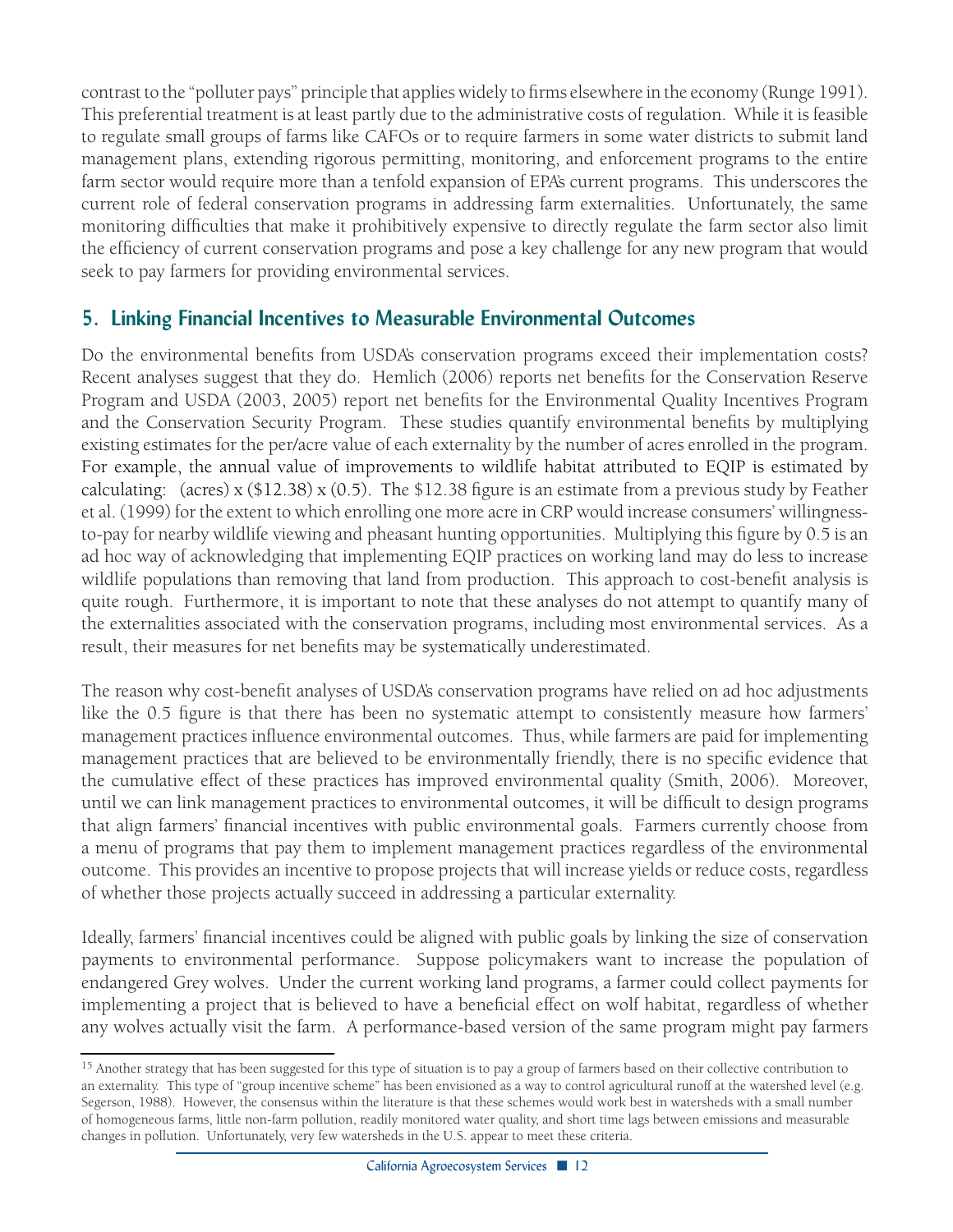contrast to the "polluter pays" principle that applies widely to firms elsewhere in the economy (Runge 1991). This preferential treatment is at least partly due to the administrative costs of regulation. While it is feasible to regulate small groups of farms like CAFOs or to require farmers in some water districts to submit land management plans, extending rigorous permitting, monitoring, and enforcement programs to the entire farm sector would require more than a tenfold expansion of EPA's current programs. This underscores the current role of federal conservation programs in addressing farm externalities. Unfortunately, the same monitoring difficulties that make it prohibitively expensive to directly regulate the farm sector also limit the efficiency of current conservation programs and pose a key challenge for any new program that would seek to pay farmers for providing environmental services.

## 5. Linking Financial Incentives to Measurable Environmental Outcomes

Do the environmental benefits from USDA's conservation programs exceed their implementation costs? Recent analyses suggest that they do. Hemlich (2006) reports net benefits for the Conservation Reserve Program and USDA (2003, 2005) report net benefits for the Environmental Quality Incentives Program and the Conservation Security Program. These studies quantify environmental benefits by multiplying existing estimates for the per/acre value of each externality by the number of acres enrolled in the program. For example, the annual value of improvements to wildlife habitat attributed to EQIP is estimated by calculating: (acres) x ($12.38) x (0.5). The $12.38 figure is an estimate from a previous study by Feather et al. (1999) for the extent to which enrolling one more acre in CRP would increase consumers' willingness-to-pay for nearby wildlife viewing and pheasant hunting opportunities. Multiplying this figure by 0.5 is an ad hoc way of acknowledging that implementing EQIP practices on working land may do less to increase wildlife populations than removing that land from production. This approach to cost-benefit analysis is quite rough. Furthermore, it is important to note that these analyses do not attempt to quantify many of the externalities associated with the conservation programs, including most environmental services. As a result, their measures for net benefits may be systematically underestimated.

The reason why cost-benefit analyses of USDA's conservation programs have relied on ad hoc adjustments like the 0.5 figure is that there has been no systematic attempt to consistently measure how farmers' management practices influence environmental outcomes. Thus, while farmers are paid for implementing management practices that are believed to be environmentally friendly, there is no specific evidence that the cumulative effect of these practices has improved environmental quality (Smith, 2006). Moreover, until we can link management practices to environmental outcomes, it will be difficult to design programs that align farmers' financial incentives with public environmental goals. Farmers currently choose from a menu of programs that pay them to implement management practices regardless of the environmental outcome. This provides an incentive to propose projects that will increase yields or reduce costs, regardless of whether those projects actually succeed in addressing a particular externality.

Ideally, farmers' financial incentives could be aligned with public goals by linking the size of conservation payments to environmental performance. Suppose policymakers want to increase the population of endangered Grey wolves. Under the current working land programs, a farmer could collect payments for implementing a project that is believed to have a beneficial effect on wolf habitat, regardless of whether any wolves actually visit the farm. A performance-based version of the same program might pay farmers

[15] Another strategy that has been suggested for this type of situation is to pay a group of farmers based on their collective contribution to an externality. This type of "group incentive scheme" has been envisioned as a way to control agricultural runoff at the watershed level (e.g. Segerson, 1988). However, the consensus within the literature is that these schemes would work best in watersheds with a small number of homogeneous farms, little non-farm pollution, readily monitored water quality, and short time lags between emissions and measurable changes in pollution. Unfortunately, very few watersheds in the U.S. appear to meet these criteria.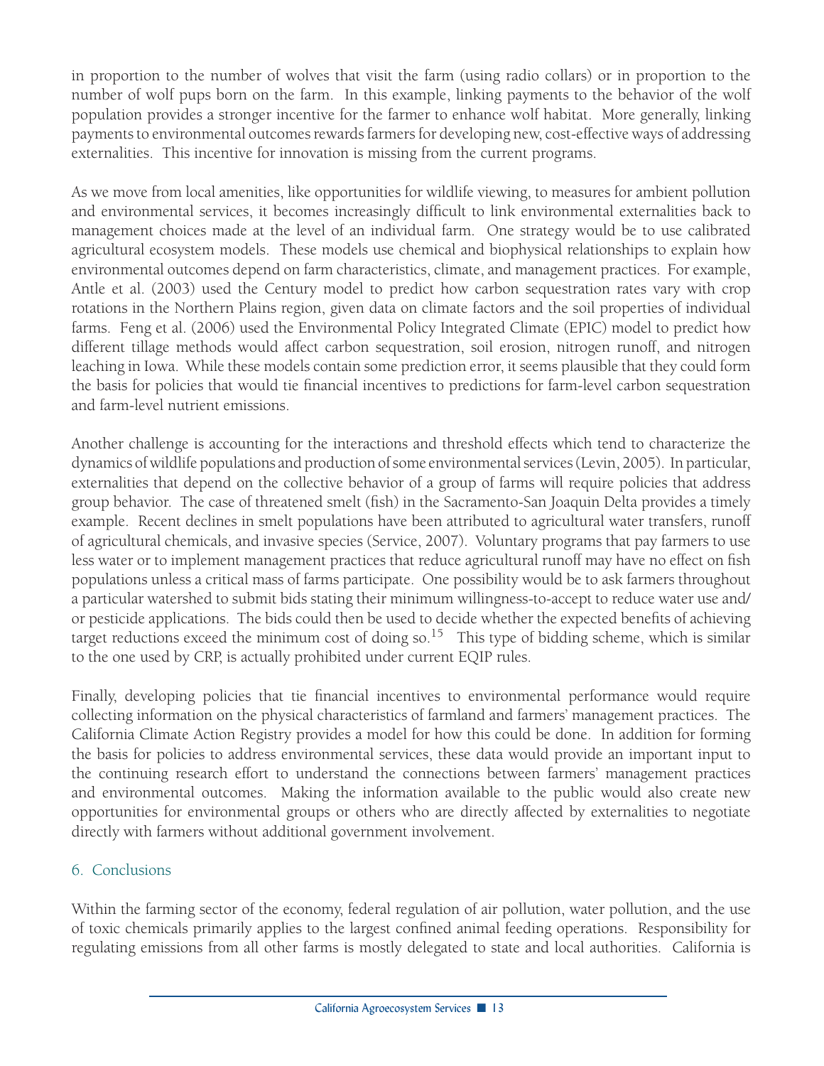in proportion to the number of wolves that visit the farm (using radio collars) or in proportion to the number of wolf pups born on the farm. In this example, linking payments to the behavior of the wolf population provides a stronger incentive for the farmer to enhance wolf habitat. More generally, linking payments to environmental outcomes rewards farmers for developing new, cost-effective ways of addressing externalities. This incentive for innovation is missing from the current programs.

As we move from local amenities, like opportunities for wildlife viewing, to measures for ambient pollution and environmental services, it becomes increasingly difficult to link environmental externalities back to management choices made at the level of an individual farm. One strategy would be to use calibrated agricultural ecosystem models. These models use chemical and biophysical relationships to explain how environmental outcomes depend on farm characteristics, climate, and management practices. For example, Antle et al. (2003) used the Century model to predict how carbon sequestration rates vary with crop rotations in the Northern Plains region, given data on climate factors and the soil properties of individual farms. Feng et al. (2006) used the Environmental Policy Integrated Climate (EPIC) model to predict how different tillage methods would affect carbon sequestration, soil erosion, nitrogen runoff, and nitrogen leaching in Iowa. While these models contain some prediction error, it seems plausible that they could form the basis for policies that would tie financial incentives to predictions for farm-level carbon sequestration and farm-level nutrient emissions.

Another challenge is accounting for the interactions and threshold effects which tend to characterize the dynamics of wildlife populations and production of some environmental services (Levin, 2005). In particular, externalities that depend on the collective behavior of a group of farms will require policies that address group behavior. The case of threatened smelt (fish) in the Sacramento-San Joaquin Delta provides a timely example. Recent declines in smelt populations have been attributed to agricultural water transfers, runoff of agricultural chemicals, and invasive species (Service, 2007). Voluntary programs that pay farmers to use less water or to implement management practices that reduce agricultural runoff may have no effect on fish populations unless a critical mass of farms participate. One possibility would be to ask farmers throughout a particular watershed to submit bids stating their minimum willingness-to-accept to reduce water use and/or pesticide applications. The bids could then be used to decide whether the expected benefits of achieving target reductions exceed the minimum cost of doing so.[15] This type of bidding scheme, which is similar to the one used by CRP, is actually prohibited under current EQIP rules.

Finally, developing policies that tie financial incentives to environmental performance would require collecting information on the physical characteristics of farmland and farmers' management practices. The California Climate Action Registry provides a model for how this could be done. In addition for forming the basis for policies to address environmental services, these data would provide an important input to the continuing research effort to understand the connections between farmers' management practices and environmental outcomes. Making the information available to the public would also create new opportunities for environmental groups or others who are directly affected by externalities to negotiate directly with farmers without additional government involvement.

## 6. Conclusions

Within the farming sector of the economy, federal regulation of air pollution, water pollution, and the use of toxic chemicals primarily applies to the largest confined animal feeding operations. Responsibility for regulating emissions from all other farms is mostly delegated to state and local authorities. California is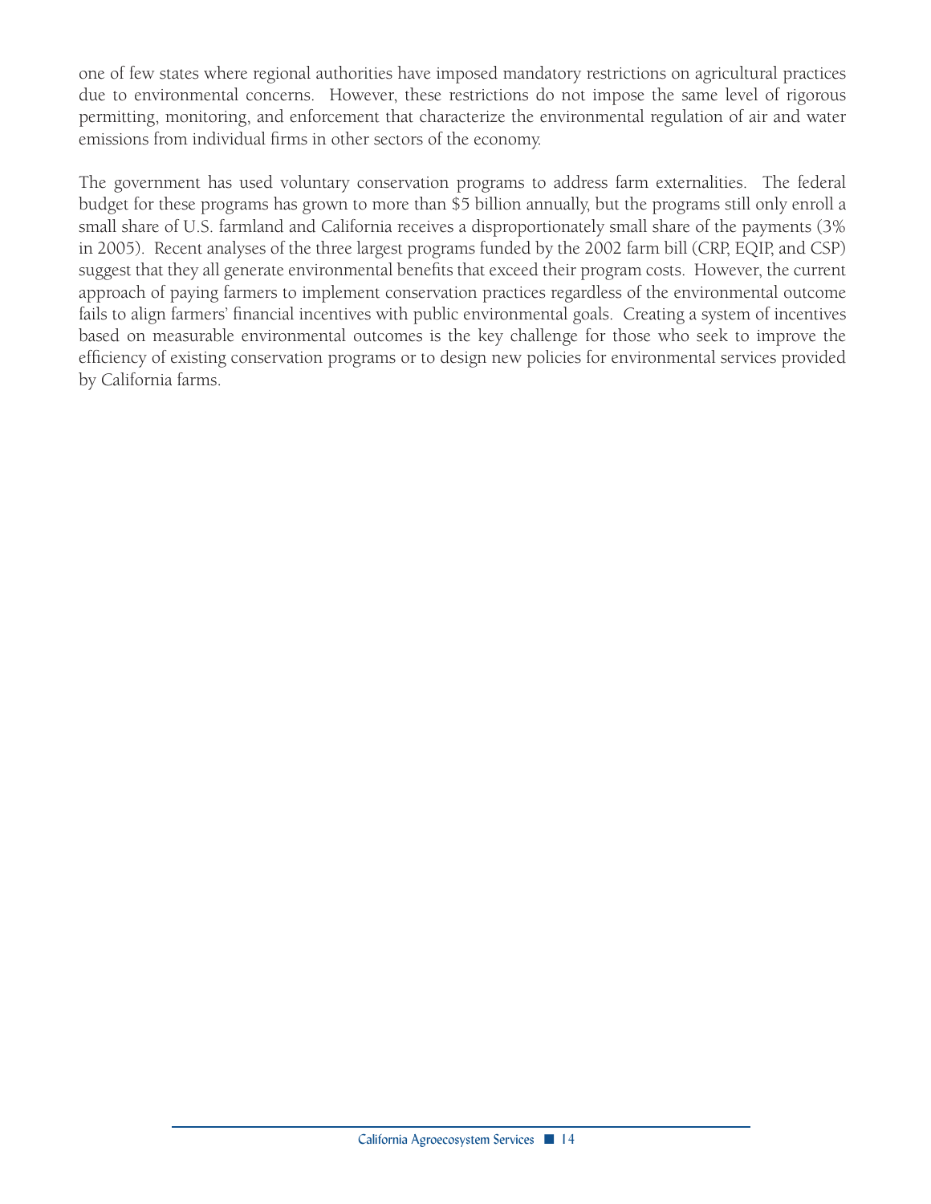one of few states where regional authorities have imposed mandatory restrictions on agricultural practices due to environmental concerns. However, these restrictions do not impose the same level of rigorous permitting, monitoring, and enforcement that characterize the environmental regulation of air and water emissions from individual firms in other sectors of the economy.

The government has used voluntary conservation programs to address farm externalities. The federal budget for these programs has grown to more than $5 billion annually, but the programs still only enroll a small share of U.S. farmland and California receives a disproportionately small share of the payments (3% in 2005). Recent analyses of the three largest programs funded by the 2002 farm bill (CRP, EQIP, and CSP) suggest that they all generate environmental benefits that exceed their program costs. However, the current approach of paying farmers to implement conservation practices regardless of the environmental outcome fails to align farmers' financial incentives with public environmental goals. Creating a system of incentives based on measurable environmental outcomes is the key challenge for those who seek to improve the efficiency of existing conservation programs or to design new policies for environmental services provided by California farms.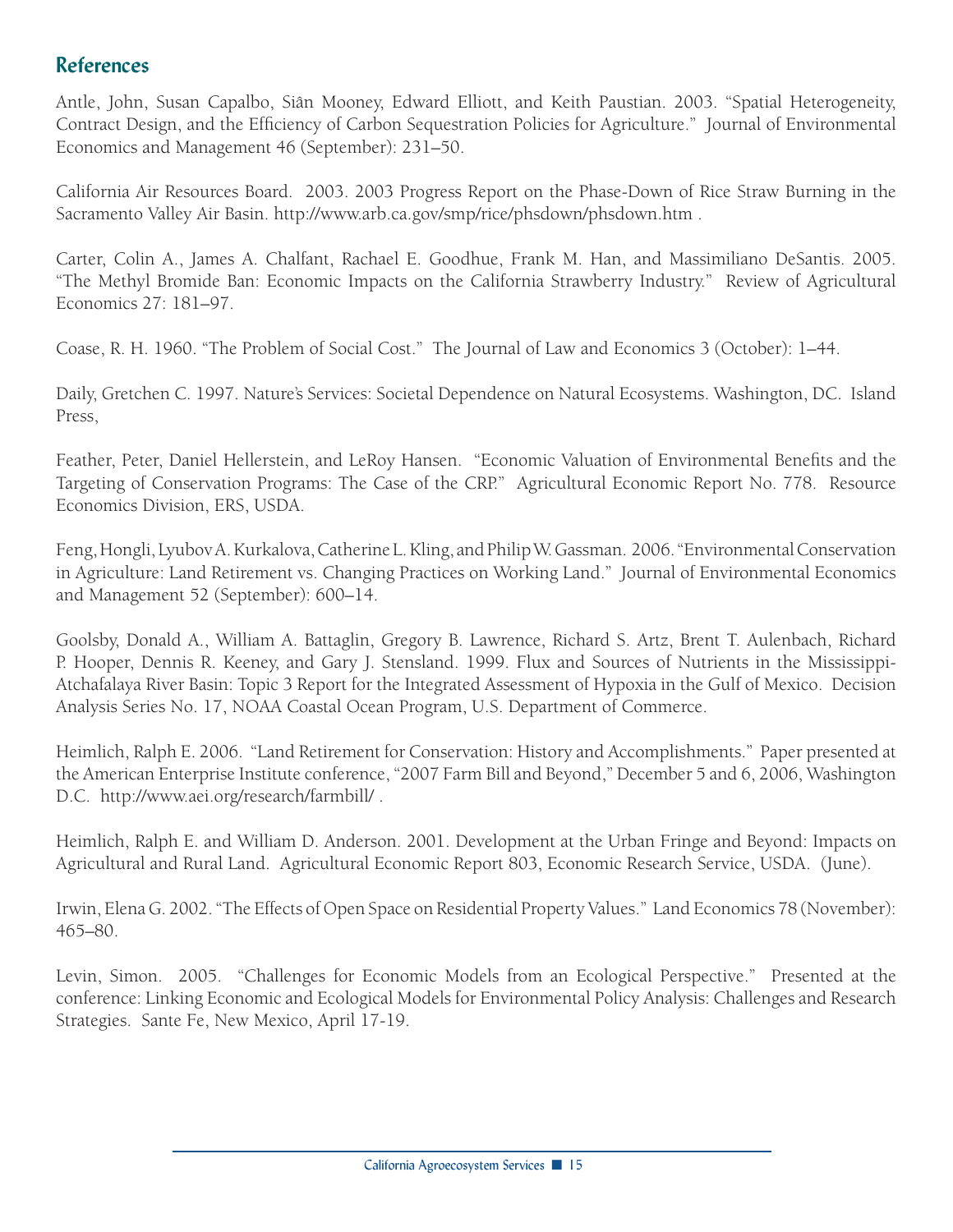## References

Antle, John, Susan Capalbo, Siân Mooney, Edward Elliott, and Keith Paustian. 2003. "Spatial Heterogeneity, Contract Design, and the Efficiency of Carbon Sequestration Policies for Agriculture." Journal of Environmental Economics and Management 46 (September): 231–50.

California Air Resources Board. 2003. 2003 Progress Report on the Phase-Down of Rice Straw Burning in the Sacramento Valley Air Basin. http://www.arb.ca.gov/smp/rice/phsdown/phsdown.htm .

Carter, Colin A., James A. Chalfant, Rachael E. Goodhue, Frank M. Han, and Massimiliano DeSantis. 2005. "The Methyl Bromide Ban: Economic Impacts on the California Strawberry Industry." Review of Agricultural Economics 27: 181–97.

Coase, R. H. 1960. "The Problem of Social Cost." The Journal of Law and Economics 3 (October): 1–44.

Daily, Gretchen C. 1997. Nature's Services: Societal Dependence on Natural Ecosystems. Washington, DC. Island Press,

Feather, Peter, Daniel Hellerstein, and LeRoy Hansen. "Economic Valuation of Environmental Benefits and the Targeting of Conservation Programs: The Case of the CRP." Agricultural Economic Report No. 778. Resource Economics Division, ERS, USDA.

Feng, Hongli, Lyubov A. Kurkalova, Catherine L. Kling, and Philip W. Gassman. 2006. "Environmental Conservation in Agriculture: Land Retirement vs. Changing Practices on Working Land." Journal of Environmental Economics and Management 52 (September): 600–14.

Goolsby, Donald A., William A. Battaglin, Gregory B. Lawrence, Richard S. Artz, Brent T. Aulenbach, Richard P. Hooper, Dennis R. Keeney, and Gary J. Stensland. 1999. Flux and Sources of Nutrients in the Mississippi-Atchafalaya River Basin: Topic 3 Report for the Integrated Assessment of Hypoxia in the Gulf of Mexico. Decision Analysis Series No. 17, NOAA Coastal Ocean Program, U.S. Department of Commerce.

Heimlich, Ralph E. 2006. "Land Retirement for Conservation: History and Accomplishments." Paper presented at the American Enterprise Institute conference, "2007 Farm Bill and Beyond," December 5 and 6, 2006, Washington D.C. http://www.aei.org/research/farmbill/ .

Heimlich, Ralph E. and William D. Anderson. 2001. Development at the Urban Fringe and Beyond: Impacts on Agricultural and Rural Land. Agricultural Economic Report 803, Economic Research Service, USDA. (June).

Irwin, Elena G. 2002. "The Effects of Open Space on Residential Property Values." Land Economics 78 (November): 465–80.

Levin, Simon. 2005. "Challenges for Economic Models from an Ecological Perspective." Presented at the conference: Linking Economic and Ecological Models for Environmental Policy Analysis: Challenges and Research Strategies. Sante Fe, New Mexico, April 17-19.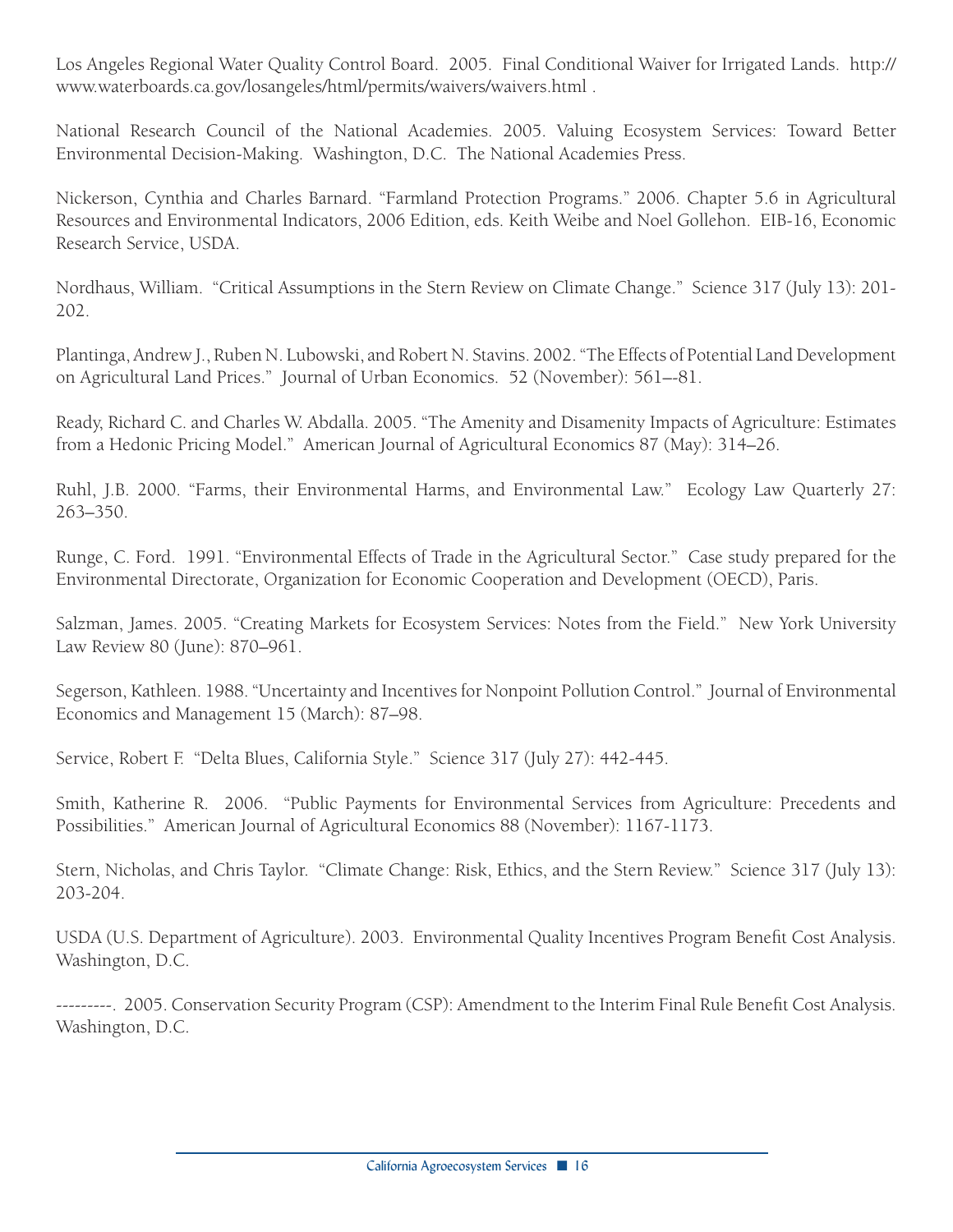Los Angeles Regional Water Quality Control Board. 2005. Final Conditional Waiver for Irrigated Lands. http://www.waterboards.ca.gov/losangeles/html/permits/waivers/waivers.html .

National Research Council of the National Academies. 2005. Valuing Ecosystem Services: Toward Better Environmental Decision-Making. Washington, D.C. The National Academies Press.

Nickerson, Cynthia and Charles Barnard. "Farmland Protection Programs." 2006. Chapter 5.6 in Agricultural Resources and Environmental Indicators, 2006 Edition, eds. Keith Weibe and Noel Gollehon. EIB-16, Economic Research Service, USDA.

Nordhaus, William. "Critical Assumptions in the Stern Review on Climate Change." Science 317 (July 13): 201-202.

Plantinga, Andrew J., Ruben N. Lubowski, and Robert N. Stavins. 2002. "The Effects of Potential Land Development on Agricultural Land Prices." Journal of Urban Economics. 52 (November): 561–-81.

Ready, Richard C. and Charles W. Abdalla. 2005. "The Amenity and Disamenity Impacts of Agriculture: Estimates from a Hedonic Pricing Model." American Journal of Agricultural Economics 87 (May): 314–26.

Ruhl, J.B. 2000. "Farms, their Environmental Harms, and Environmental Law." Ecology Law Quarterly 27: 263–350.

Runge, C. Ford. 1991. "Environmental Effects of Trade in the Agricultural Sector." Case study prepared for the Environmental Directorate, Organization for Economic Cooperation and Development (OECD), Paris.

Salzman, James. 2005. "Creating Markets for Ecosystem Services: Notes from the Field." New York University Law Review 80 (June): 870–961.

Segerson, Kathleen. 1988. "Uncertainty and Incentives for Nonpoint Pollution Control." Journal of Environmental Economics and Management 15 (March): 87–98.

Service, Robert F. "Delta Blues, California Style." Science 317 (July 27): 442-445.

Smith, Katherine R. 2006. "Public Payments for Environmental Services from Agriculture: Precedents and Possibilities." American Journal of Agricultural Economics 88 (November): 1167-1173.

Stern, Nicholas, and Chris Taylor. "Climate Change: Risk, Ethics, and the Stern Review." Science 317 (July 13): 203-204.

USDA (U.S. Department of Agriculture). 2003. Environmental Quality Incentives Program Benefit Cost Analysis. Washington, D.C.

---------. 2005. Conservation Security Program (CSP): Amendment to the Interim Final Rule Benefit Cost Analysis. Washington, D.C.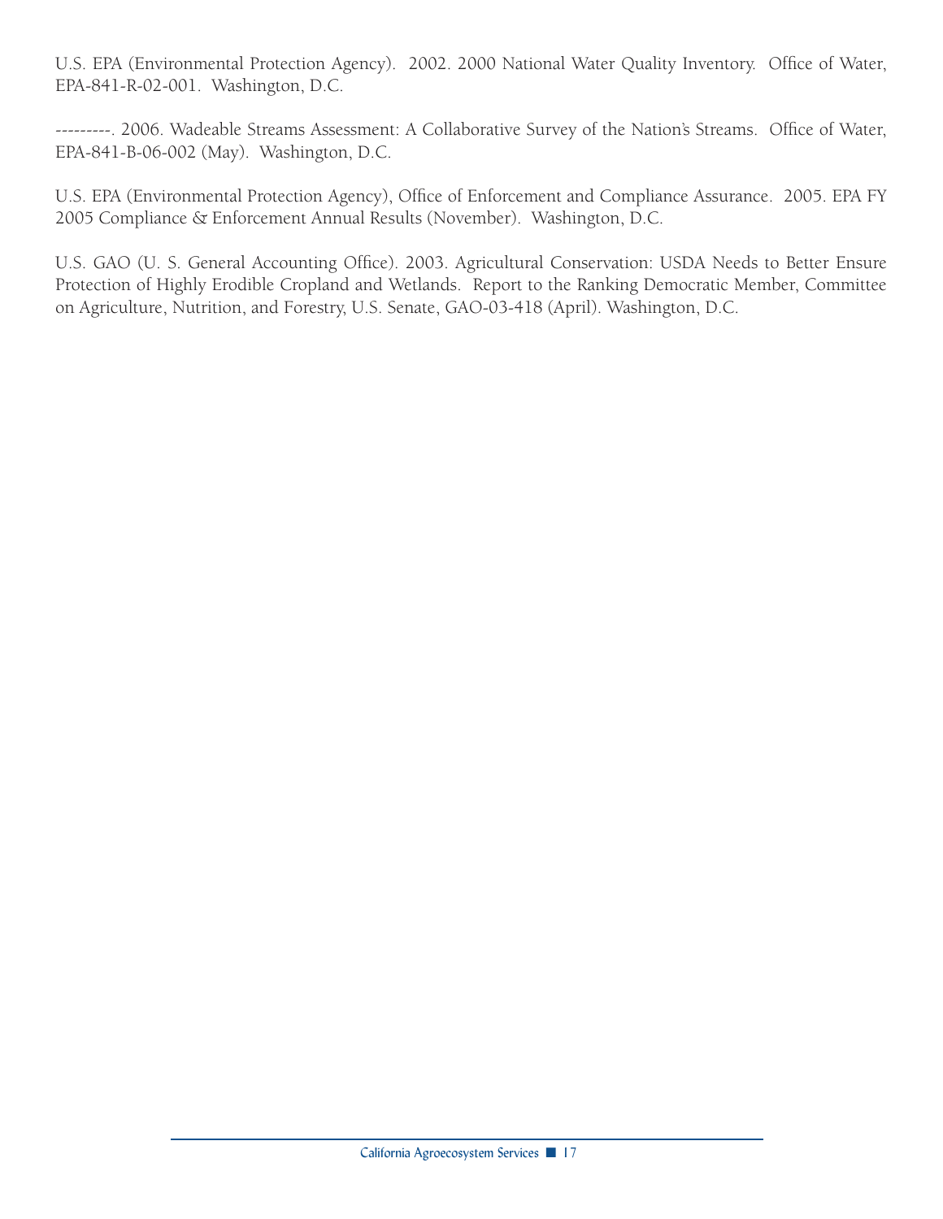U.S. EPA (Environmental Protection Agency). 2002. 2000 National Water Quality Inventory. Office of Water, EPA-841-R-02-001. Washington, D.C.

---------. 2006. Wadeable Streams Assessment: A Collaborative Survey of the Nation's Streams. Office of Water, EPA-841-B-06-002 (May). Washington, D.C.

U.S. EPA (Environmental Protection Agency), Office of Enforcement and Compliance Assurance. 2005. EPA FY 2005 Compliance & Enforcement Annual Results (November). Washington, D.C.

U.S. GAO (U. S. General Accounting Office). 2003. Agricultural Conservation: USDA Needs to Better Ensure Protection of Highly Erodible Cropland and Wetlands. Report to the Ranking Democratic Member, Committee on Agriculture, Nutrition, and Forestry, U.S. Senate, GAO-03-418 (April). Washington, D.C.